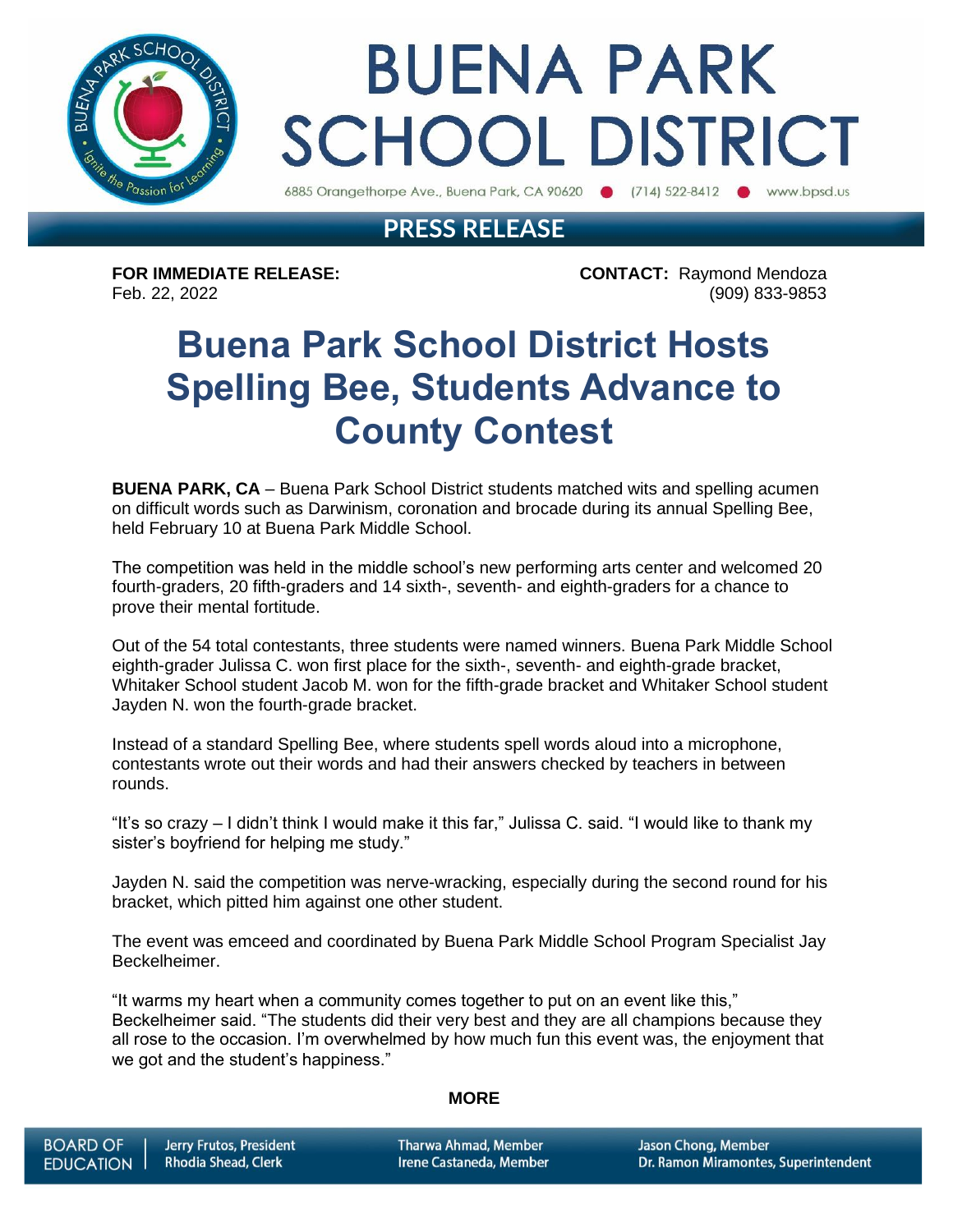# BUENA PARK SCHOOL DISTRICT

6885 Orangethorpe Ave., Buena Park, CA 90620 • (714) 522-8412 • www.bpsd.us

## PRESS RELEASE

**FOR IMMEDIATE RELEASE:**
Feb. 22, 2022

**CONTACT:** Raymond Mendoza
(909) 833-9853

# Buena Park School District Hosts Spelling Bee, Students Advance to County Contest

**BUENA PARK, CA** – Buena Park School District students matched wits and spelling acumen on difficult words such as Darwinism, coronation and brocade during its annual Spelling Bee, held February 10 at Buena Park Middle School.

The competition was held in the middle school's new performing arts center and welcomed 20 fourth-graders, 20 fifth-graders and 14 sixth-, seventh- and eighth-graders for a chance to prove their mental fortitude.

Out of the 54 total contestants, three students were named winners. Buena Park Middle School eighth-grader Julissa C. won first place for the sixth-, seventh- and eighth-grade bracket, Whitaker School student Jacob M. won for the fifth-grade bracket and Whitaker School student Jayden N. won the fourth-grade bracket.

Instead of a standard Spelling Bee, where students spell words aloud into a microphone, contestants wrote out their words and had their answers checked by teachers in between rounds.

"It's so crazy – I didn't think I would make it this far," Julissa C. said. "I would like to thank my sister's boyfriend for helping me study."

Jayden N. said the competition was nerve-wracking, especially during the second round for his bracket, which pitted him against one other student.

The event was emceed and coordinated by Buena Park Middle School Program Specialist Jay Beckelheimer.

"It warms my heart when a community comes together to put on an event like this," Beckelheimer said. "The students did their very best and they are all champions because they all rose to the occasion. I'm overwhelmed by how much fun this event was, the enjoyment that we got and the student's happiness."

**MORE**

BOARD OF EDUCATION | Jerry Frutos, President | Rhodia Shead, Clerk | Tharwa Ahmad, Member | Irene Castaneda, Member | Jason Chong, Member | Dr. Ramon Miramontes, Superintendent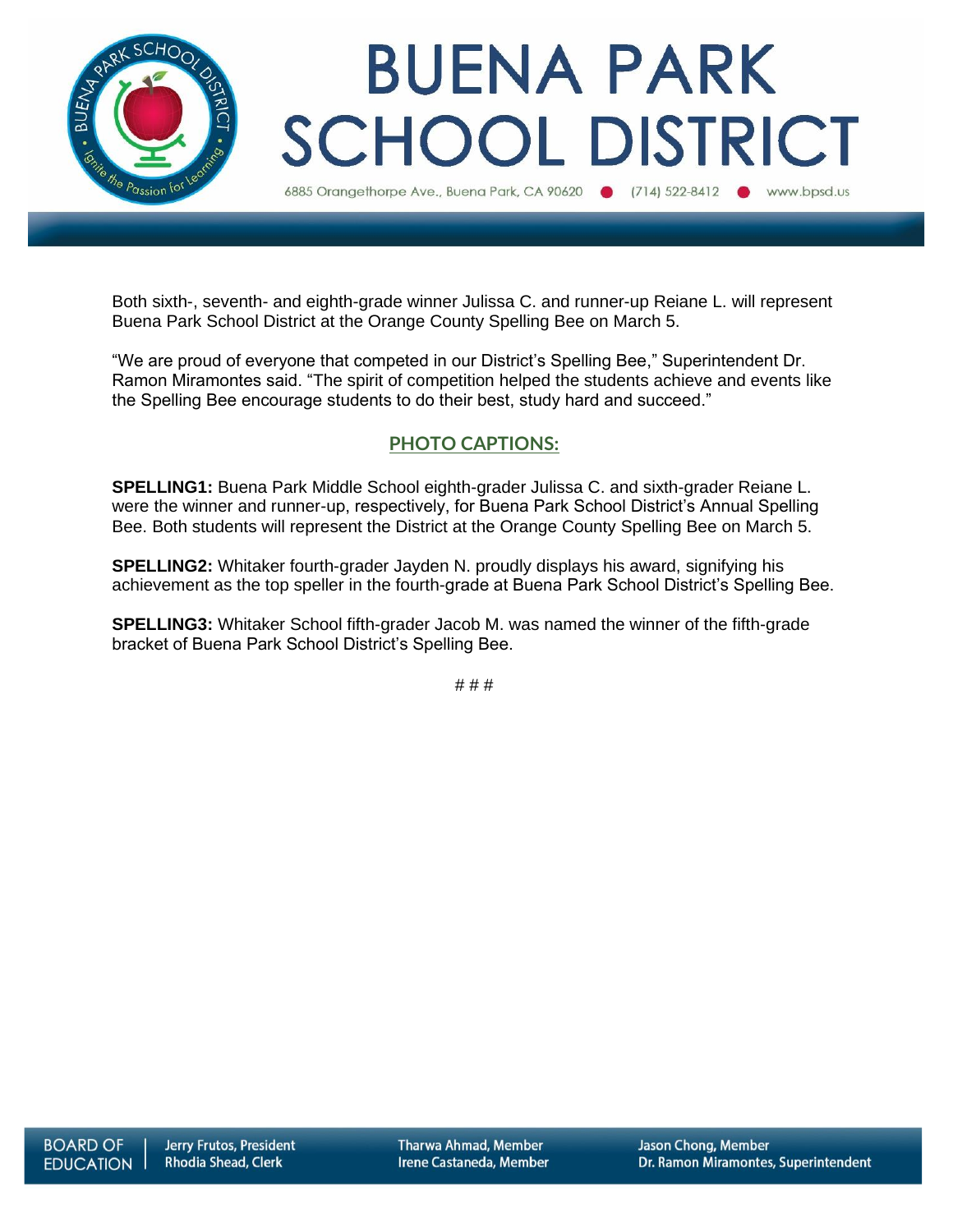Both sixth-, seventh- and eighth-grade winner Julissa C. and runner-up Reiane L. will represent Buena Park School District at the Orange County Spelling Bee on March 5.

"We are proud of everyone that competed in our District's Spelling Bee," Superintendent Dr. Ramon Miramontes said. "The spirit of competition helped the students achieve and events like the Spelling Bee encourage students to do their best, study hard and succeed."

## PHOTO CAPTIONS:

**SPELLING1:** Buena Park Middle School eighth-grader Julissa C. and sixth-grader Reiane L. were the winner and runner-up, respectively, for Buena Park School District's Annual Spelling Bee. Both students will represent the District at the Orange County Spelling Bee on March 5.

**SPELLING2:** Whitaker fourth-grader Jayden N. proudly displays his award, signifying his achievement as the top speller in the fourth-grade at Buena Park School District's Spelling Bee.

**SPELLING3:** Whitaker School fifth-grader Jacob M. was named the winner of the fifth-grade bracket of Buena Park School District's Spelling Bee.

# # #